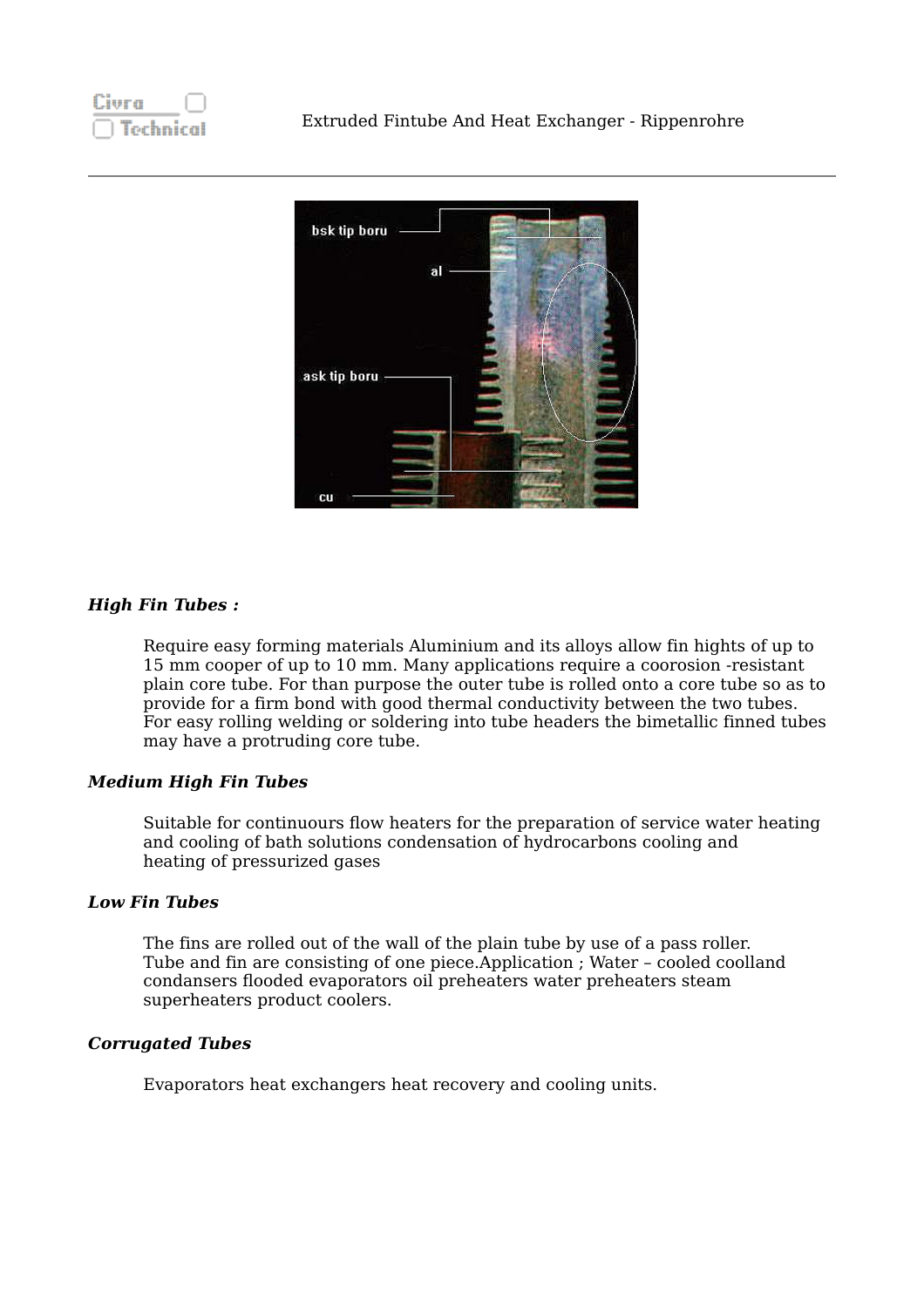## High Fin Tubes :

Require easy forming materials Aluminium and its alloys allow fin hights of up to 15 mm cooper of up to 10 mm. Many applications require a coorosion -resistant plain core tube. For than purpose the outer tube is rolled onto a core tube so as to provide for a firm bond with good thermal conductivity between the two tubes. For easy rolling welding or soldering into tube headers the bimetallic finned tubes may have a protruding core tube.

## Medium High Fin Tubes

Suitable for continuours flow heaters for the preparation of service water heating and cooling of bath solutions condensation of hydrocarbons cooling and heating of pressurized gases

## Low Fin Tubes

The fins are rolled out of the wall of the plain tube by use of a pass roller. Tube and fin are consisting of one piece.Application ; Water – cooled coolland condansers flooded evaporators oil preheaters water preheaters steam superheaters product coolers.

## Corrugated Tubes

Evaporators heat exchangers heat recovery and cooling units.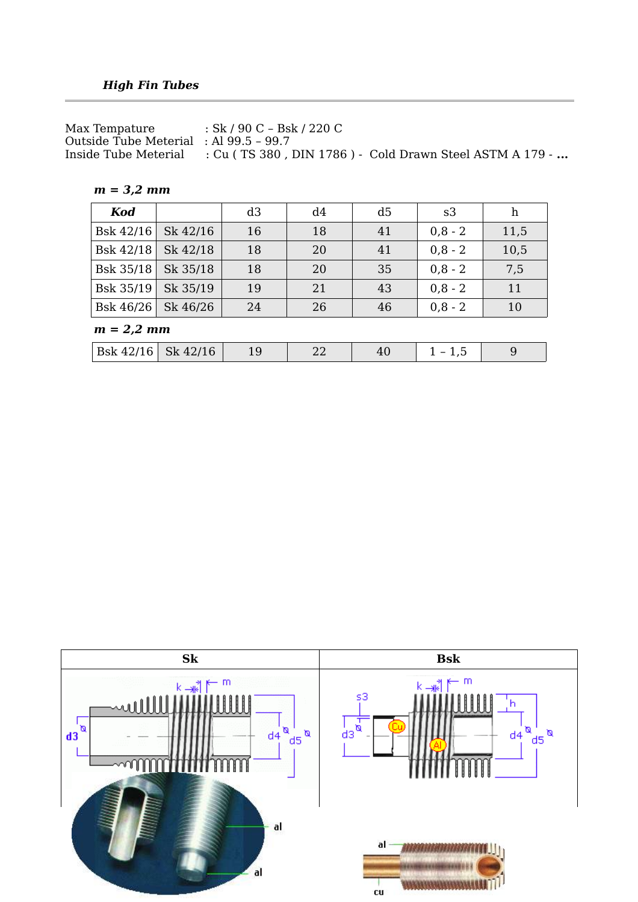***High Fin Tubes***

Max Tempature : Sk / 90 C – Bsk / 220 C
Outside Tube Meterial : Al 99.5 – 99.7
Inside Tube Meterial : Cu ( TS 380 , DIN 1786 ) - Cold Drawn Steel ASTM A 179 - **...**

***m = 3,2 mm***

| *Kod* | | d3 | d4 | d5 | s3 | h |
|---|---|---|---|---|---|---|
| Bsk 42/16 | Sk 42/16 | 16 | 18 | 41 | 0,8 - 2 | 11,5 |
| Bsk 42/18 | Sk 42/18 | 18 | 20 | 41 | 0,8 - 2 | 10,5 |
| Bsk 35/18 | Sk 35/18 | 18 | 20 | 35 | 0,8 - 2 | 7,5 |
| Bsk 35/19 | Sk 35/19 | 19 | 21 | 43 | 0,8 - 2 | 11 |
| Bsk 46/26 | Sk 46/26 | 24 | 26 | 46 | 0,8 - 2 | 10 |

***m = 2,2 mm***

| *Kod* | | d3 | d4 | d5 | s3 | h |
|---|---|---|---|---|---|---|
| Bsk 42/16 | Sk 42/16 | 19 | 22 | 40 | 1 – 1,5 | 9 |

| **Sk** | **Bsk** |
|---|---|
| | |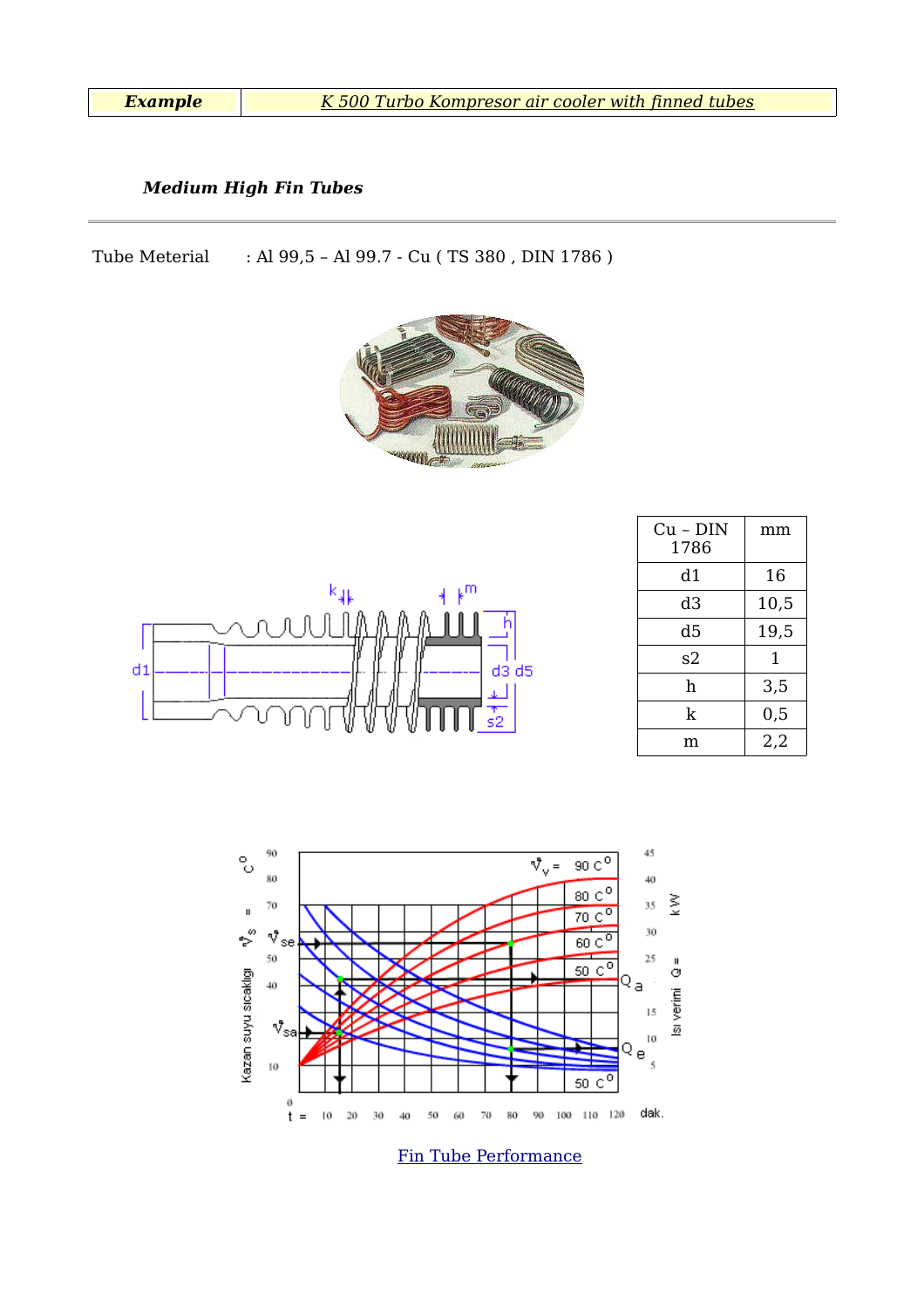| **Example** | K 500 Turbo Kompresor air cooler with finned tubes |
|---|---|

***Medium High Fin Tubes***

---

Tube Meterial : Al 99,5 – Al 99.7 - Cu ( TS 380 , DIN 1786 )

| Cu – DIN 1786 | mm |
|---|---|
| d1 | 16 |
| d3 | 10,5 |
| d5 | 19,5 |
| s2 | 1 |
| h | 3,5 |
| k | 0,5 |
| m | 2,2 |

Fin Tube Performance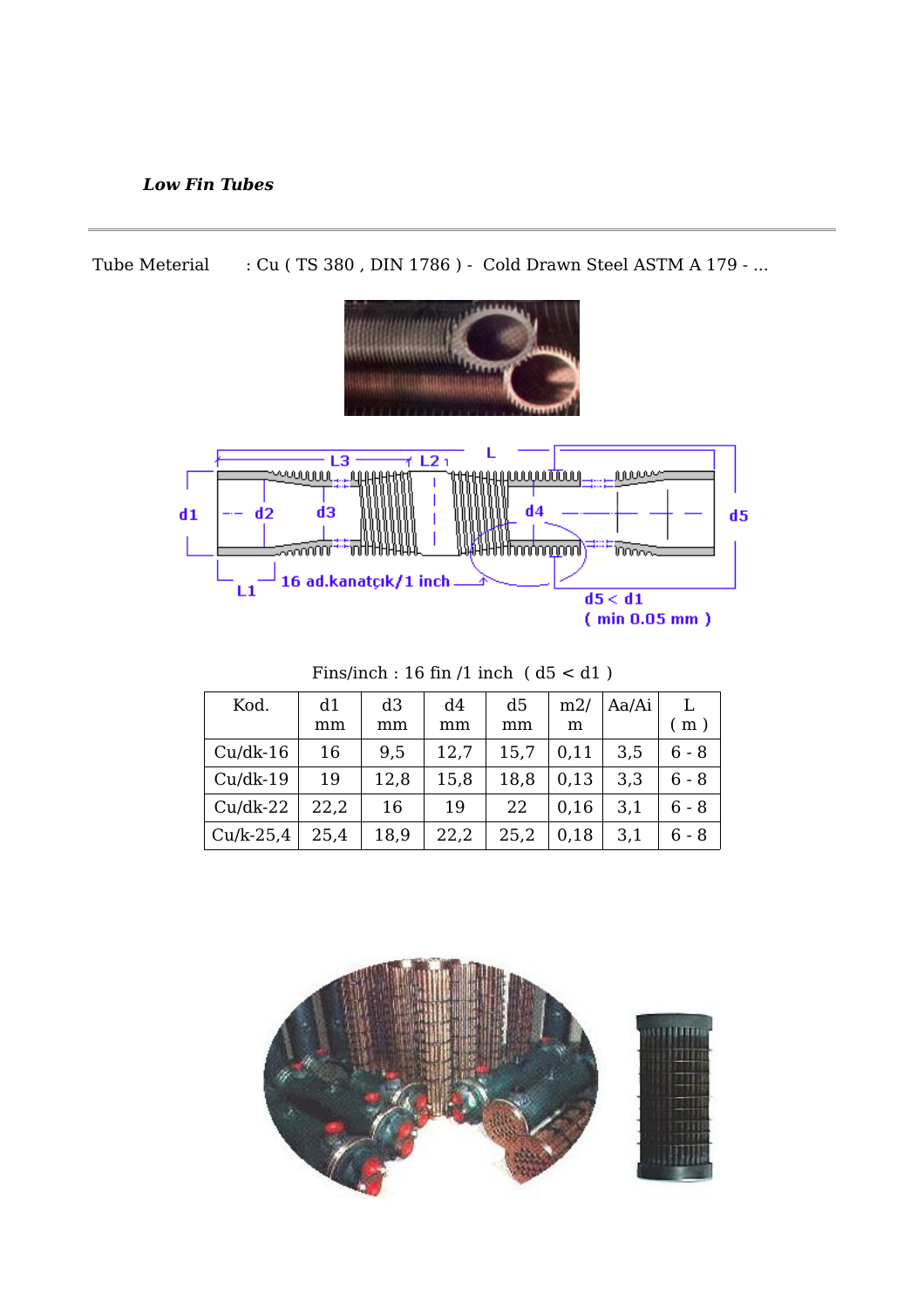***Low Fin Tubes***

---

Tube Meterial : Cu ( TS 380 , DIN 1786 ) - Cold Drawn Steel ASTM A 179 - ...

Fins/inch : 16 fin /1 inch ( d5 < d1 )

| Kod. | d1 mm | d3 mm | d4 mm | d5 mm | m2/ m | Aa/Ai | L ( m ) |
|---|---|---|---|---|---|---|---|
| Cu/dk-16 | 16 | 9,5 | 12,7 | 15,7 | 0,11 | 3,5 | 6 - 8 |
| Cu/dk-19 | 19 | 12,8 | 15,8 | 18,8 | 0,13 | 3,3 | 6 - 8 |
| Cu/dk-22 | 22,2 | 16 | 19 | 22 | 0,16 | 3,1 | 6 - 8 |
| Cu/k-25,4 | 25,4 | 18,9 | 22,2 | 25,2 | 0,18 | 3,1 | 6 - 8 |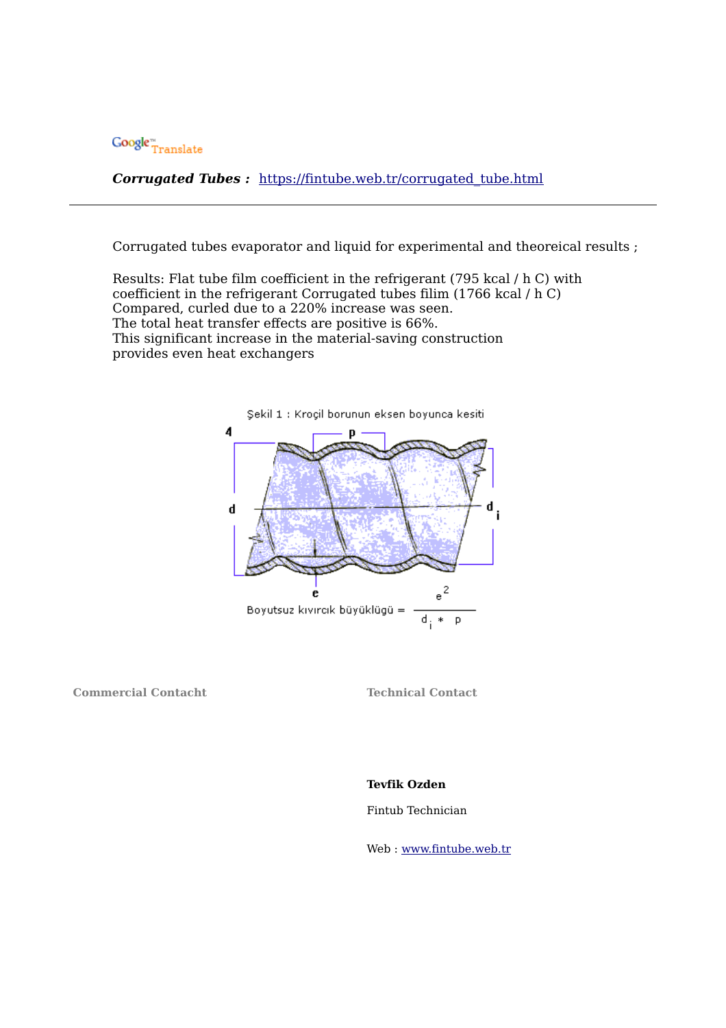Google™ Translate

***Corrugated Tubes :*** [https://fintube.web.tr/corrugated_tube.html](https://fintube.web.tr/corrugated_tube.html)

---

Corrugated tubes evaporator and liquid for experimental and theoreical results ;

Results: Flat tube film coefficient in the refrigerant (795 kcal / h C) with
coefficient in the refrigerant Corrugated tubes filim (1766 kcal / h C)
Compared, curled due to a 220% increase was seen.
The total heat transfer effects are positive is 66%.
This significant increase in the material-saving construction
provides even heat exchangers

Şekil 1 : Kroçil borunun eksen boyunca kesiti

4

p

d

$d_i$

e

Boyutsuz kıvırcık büyüklügü = $\frac{e^2}{d_i * p}$

**Commercial Contacht**

**Technical Contact**

**Tevfik Ozden**

Fintub Technician

Web : [www.fintube.web.tr](www.fintube.web.tr)